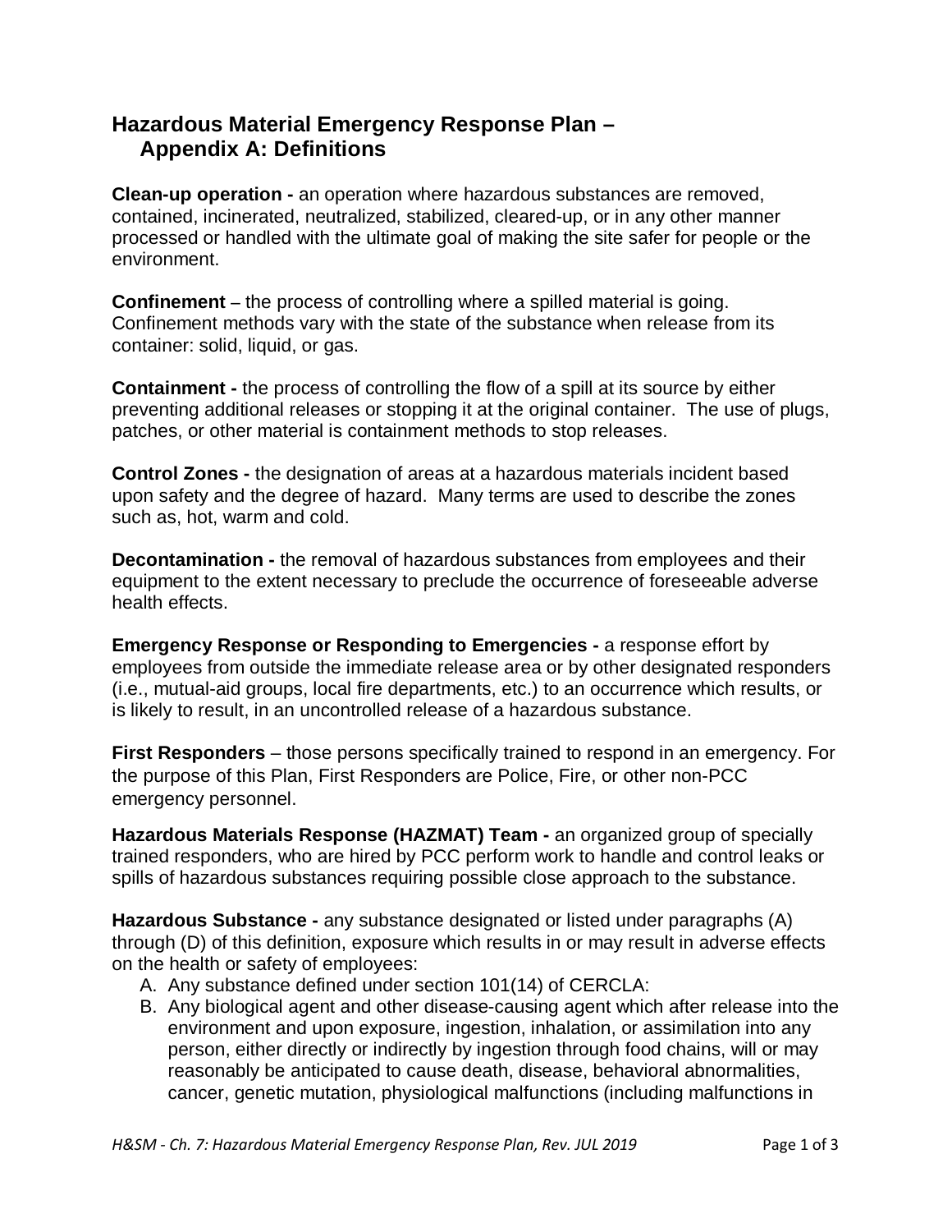# Hazardous Material Emergency Response Plan – Appendix A: Definitions

**Clean-up operation -** an operation where hazardous substances are removed, contained, incinerated, neutralized, stabilized, cleared-up, or in any other manner processed or handled with the ultimate goal of making the site safer for people or the environment.

**Confinement** – the process of controlling where a spilled material is going. Confinement methods vary with the state of the substance when release from its container: solid, liquid, or gas.

**Containment -** the process of controlling the flow of a spill at its source by either preventing additional releases or stopping it at the original container. The use of plugs, patches, or other material is containment methods to stop releases.

**Control Zones -** the designation of areas at a hazardous materials incident based upon safety and the degree of hazard. Many terms are used to describe the zones such as, hot, warm and cold.

**Decontamination -** the removal of hazardous substances from employees and their equipment to the extent necessary to preclude the occurrence of foreseeable adverse health effects.

**Emergency Response or Responding to Emergencies -** a response effort by employees from outside the immediate release area or by other designated responders (i.e., mutual-aid groups, local fire departments, etc.) to an occurrence which results, or is likely to result, in an uncontrolled release of a hazardous substance.

**First Responders** – those persons specifically trained to respond in an emergency. For the purpose of this Plan, First Responders are Police, Fire, or other non-PCC emergency personnel.

**Hazardous Materials Response (HAZMAT) Team -** an organized group of specially trained responders, who are hired by PCC perform work to handle and control leaks or spills of hazardous substances requiring possible close approach to the substance.

**Hazardous Substance -** any substance designated or listed under paragraphs (A) through (D) of this definition, exposure which results in or may result in adverse effects on the health or safety of employees:

A. Any substance defined under section 101(14) of CERCLA:
B. Any biological agent and other disease-causing agent which after release into the environment and upon exposure, ingestion, inhalation, or assimilation into any person, either directly or indirectly by ingestion through food chains, will or may reasonably be anticipated to cause death, disease, behavioral abnormalities, cancer, genetic mutation, physiological malfunctions (including malfunctions in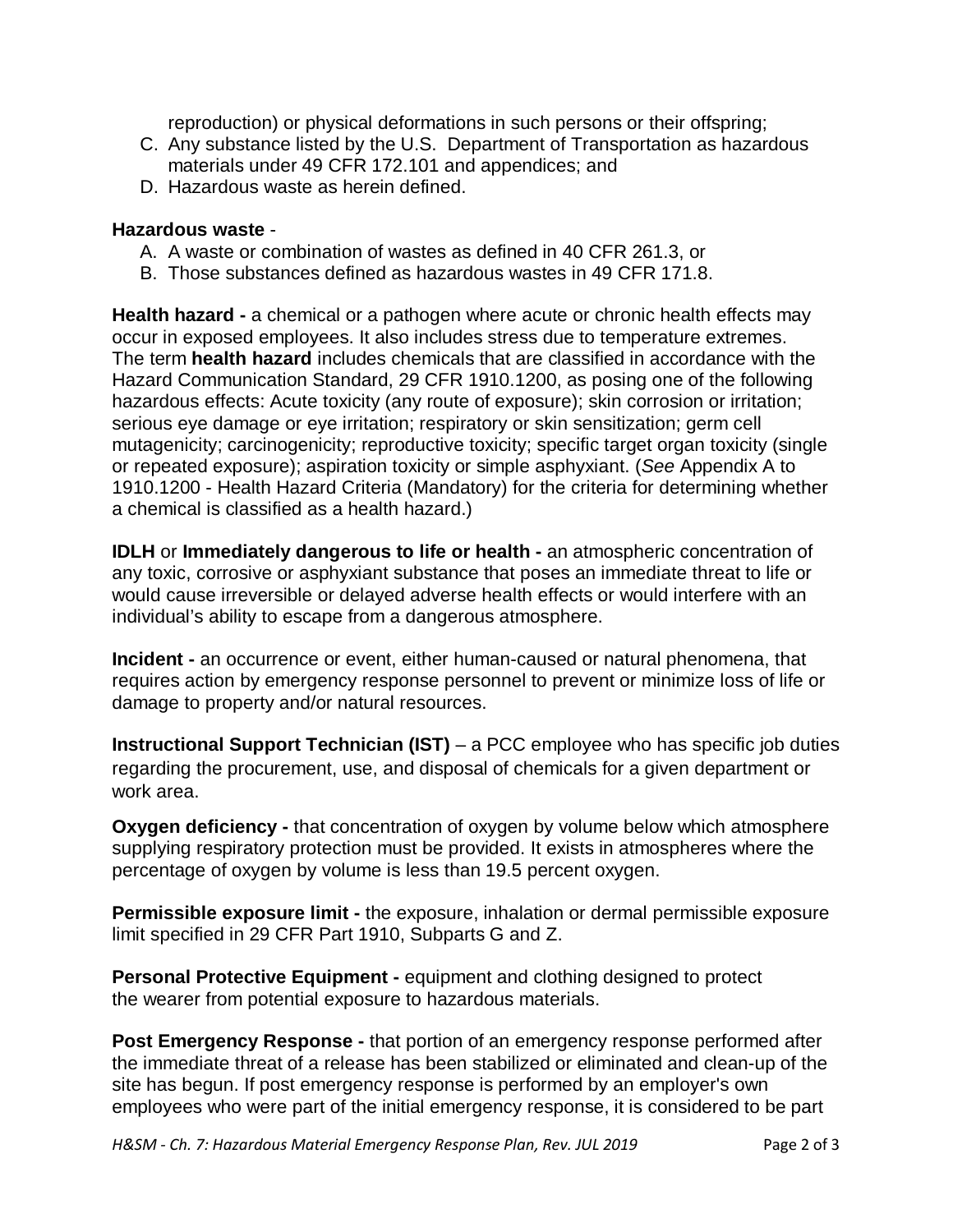reproduction) or physical deformations in such persons or their offspring;

C. Any substance listed by the U.S. Department of Transportation as hazardous materials under 49 CFR 172.101 and appendices; and
D. Hazardous waste as herein defined.

**Hazardous waste** -

A. A waste or combination of wastes as defined in 40 CFR 261.3, or
B. Those substances defined as hazardous wastes in 49 CFR 171.8.

**Health hazard -** a chemical or a pathogen where acute or chronic health effects may occur in exposed employees. It also includes stress due to temperature extremes. The term **health hazard** includes chemicals that are classified in accordance with the Hazard Communication Standard, 29 CFR 1910.1200, as posing one of the following hazardous effects: Acute toxicity (any route of exposure); skin corrosion or irritation; serious eye damage or eye irritation; respiratory or skin sensitization; germ cell mutagenicity; carcinogenicity; reproductive toxicity; specific target organ toxicity (single or repeated exposure); aspiration toxicity or simple asphyxiant. (*See* Appendix A to 1910.1200 - Health Hazard Criteria (Mandatory) for the criteria for determining whether a chemical is classified as a health hazard.)

**IDLH** or **Immediately dangerous to life or health -** an atmospheric concentration of any toxic, corrosive or asphyxiant substance that poses an immediate threat to life or would cause irreversible or delayed adverse health effects or would interfere with an individual's ability to escape from a dangerous atmosphere.

**Incident -** an occurrence or event, either human-caused or natural phenomena, that requires action by emergency response personnel to prevent or minimize loss of life or damage to property and/or natural resources.

**Instructional Support Technician (IST)** – a PCC employee who has specific job duties regarding the procurement, use, and disposal of chemicals for a given department or work area.

**Oxygen deficiency -** that concentration of oxygen by volume below which atmosphere supplying respiratory protection must be provided. It exists in atmospheres where the percentage of oxygen by volume is less than 19.5 percent oxygen.

**Permissible exposure limit -** the exposure, inhalation or dermal permissible exposure limit specified in 29 CFR Part 1910, Subparts G and Z.

**Personal Protective Equipment -** equipment and clothing designed to protect the wearer from potential exposure to hazardous materials.

**Post Emergency Response -** that portion of an emergency response performed after the immediate threat of a release has been stabilized or eliminated and clean-up of the site has begun. If post emergency response is performed by an employer's own employees who were part of the initial emergency response, it is considered to be part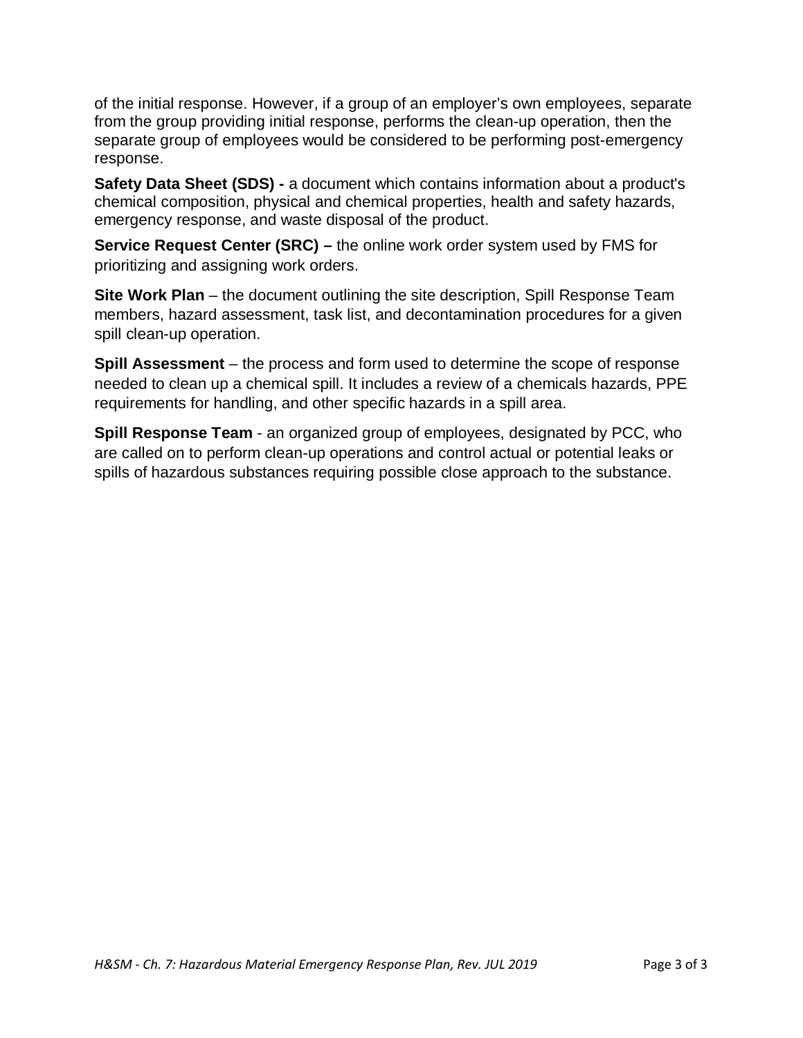of the initial response. However, if a group of an employer's own employees, separate from the group providing initial response, performs the clean-up operation, then the separate group of employees would be considered to be performing post-emergency response.

**Safety Data Sheet (SDS) -** a document which contains information about a product's chemical composition, physical and chemical properties, health and safety hazards, emergency response, and waste disposal of the product.

**Service Request Center (SRC) –** the online work order system used by FMS for prioritizing and assigning work orders.

**Site Work Plan** – the document outlining the site description, Spill Response Team members, hazard assessment, task list, and decontamination procedures for a given spill clean-up operation.

**Spill Assessment** – the process and form used to determine the scope of response needed to clean up a chemical spill. It includes a review of a chemicals hazards, PPE requirements for handling, and other specific hazards in a spill area.

**Spill Response Team** - an organized group of employees, designated by PCC, who are called on to perform clean-up operations and control actual or potential leaks or spills of hazardous substances requiring possible close approach to the substance.